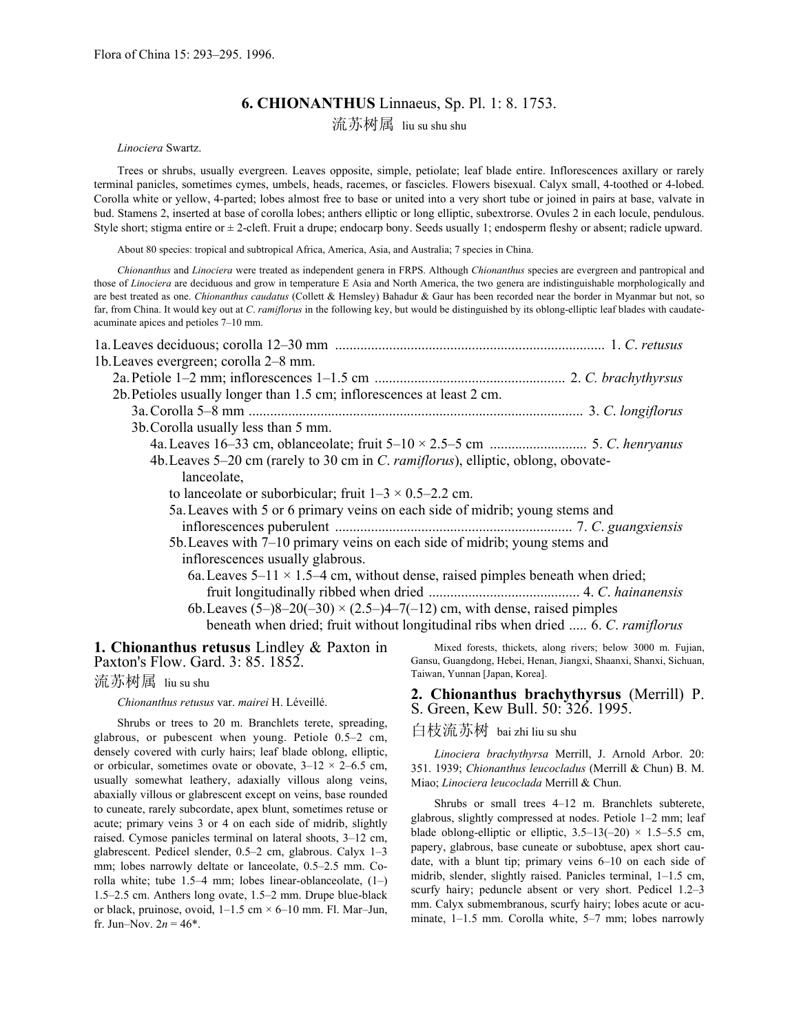Flora of China 15: 293–295. 1996.

# 6. CHIONANTHUS Linnaeus, Sp. Pl. 1: 8. 1753.

流苏树属 liu su shu shu

*Linociera* Swartz.

Trees or shrubs, usually evergreen. Leaves opposite, simple, petiolate; leaf blade entire. Inflorescences axillary or rarely terminal panicles, sometimes cymes, umbels, heads, racemes, or fascicles. Flowers bisexual. Calyx small, 4-toothed or 4-lobed. Corolla white or yellow, 4-parted; lobes almost free to base or united into a very short tube or joined in pairs at base, valvate in bud. Stamens 2, inserted at base of corolla lobes; anthers elliptic or long elliptic, subextrorse. Ovules 2 in each locule, pendulous. Style short; stigma entire or ± 2-cleft. Fruit a drupe; endocarp bony. Seeds usually 1; endosperm fleshy or absent; radicle upward.

About 80 species: tropical and subtropical Africa, America, Asia, and Australia; 7 species in China.

*Chionanthus* and *Linociera* were treated as independent genera in FRPS. Although *Chionanthus* species are evergreen and pantropical and those of *Linociera* are deciduous and grow in temperature E Asia and North America, the two genera are indistinguishable morphologically and are best treated as one. *Chionanthus caudatus* (Collett & Hemsley) Bahadur & Gaur has been recorded near the border in Myanmar but not, so far, from China. It would key out at *C. ramiflorus* in the following key, but would be distinguished by its oblong-elliptic leaf blades with caudate-acuminate apices and petioles 7–10 mm.

1a. Leaves deciduous; corolla 12–30 mm .......... 1. *C. retusus*
1b. Leaves evergreen; corolla 2–8 mm.
  2a. Petiole 1–2 mm; inflorescences 1–1.5 cm .......... 2. *C. brachythyrsus*
  2b. Petioles usually longer than 1.5 cm; inflorescences at least 2 cm.
    3a. Corolla 5–8 mm .......... 3. *C. longiflorus*
    3b. Corolla usually less than 5 mm.
      4a. Leaves 16–33 cm, oblanceolate; fruit 5–10 × 2.5–5 cm .......... 5. *C. henryanus*
      4b. Leaves 5–20 cm (rarely to 30 cm in *C. ramiflorus*), elliptic, oblong, obovate-lanceolate, to lanceolate or suborbicular; fruit 1–3 × 0.5–2.2 cm.
        5a. Leaves with 5 or 6 primary veins on each side of midrib; young stems and inflorescences puberulent .......... 7. *C. guangxiensis*
        5b. Leaves with 7–10 primary veins on each side of midrib; young stems and inflorescences usually glabrous.
          6a. Leaves 5–11 × 1.5–4 cm, without dense, raised pimples beneath when dried; fruit longitudinally ribbed when dried .......... 4. *C. hainanensis*
          6b. Leaves (5–)8–20(–30) × (2.5–)4–7(–12) cm, with dense, raised pimples beneath when dried; fruit without longitudinal ribs when dried .......... 6. *C. ramiflorus*

## 1. Chionanthus retusus Lindley & Paxton in Paxton's Flow. Gard. 3: 85. 1852.

流苏树属 liu su shu

*Chionanthus retusus* var. *mairei* H. Léveillé.

Shrubs or trees to 20 m. Branchlets terete, spreading, glabrous, or pubescent when young. Petiole 0.5–2 cm, densely covered with curly hairs; leaf blade oblong, elliptic, or orbicular, sometimes ovate or obovate, 3–12 × 2–6.5 cm, usually somewhat leathery, adaxially villous along veins, abaxially villous or glabrescent except on veins, base rounded to cuneate, rarely subcordate, apex blunt, sometimes retuse or acute; primary veins 3 or 4 on each side of midrib, slightly raised. Cymose panicles terminal on lateral shoots, 3–12 cm, glabrescent. Pedicel slender, 0.5–2 cm, glabrous. Calyx 1–3 mm; lobes narrowly deltate or lanceolate, 0.5–2.5 mm. Corolla white; tube 1.5–4 mm; lobes linear-oblanceolate, (1–)1.5–2.5 cm. Anthers long ovate, 1.5–2 mm. Drupe blue-black or black, pruinose, ovoid, 1–1.5 cm × 6–10 mm. Fl. Mar–Jun, fr. Jun–Nov. 2*n* = 46*.

Mixed forests, thickets, along rivers; below 3000 m. Fujian, Gansu, Guangdong, Hebei, Henan, Jiangxi, Shaanxi, Shanxi, Sichuan, Taiwan, Yunnan [Japan, Korea].

## 2. Chionanthus brachythyrsus (Merrill) P. S. Green, Kew Bull. 50: 326. 1995.

白枝流苏树 bai zhi liu su shu

*Linociera brachythyrsa* Merrill, J. Arnold Arbor. 20: 351. 1939; *Chionanthus leucocladus* (Merrill & Chun) B. M. Miao; *Linociera leucoclada* Merrill & Chun.

Shrubs or small trees 4–12 m. Branchlets subterete, glabrous, slightly compressed at nodes. Petiole 1–2 mm; leaf blade oblong-elliptic or elliptic, 3.5–13(–20) × 1.5–5.5 cm, papery, glabrous, base cuneate or subobtuse, apex short caudate, with a blunt tip; primary veins 6–10 on each side of midrib, slender, slightly raised. Panicles terminal, 1–1.5 cm, scurfy hairy; peduncle absent or very short. Pedicel 1.2–3 mm. Calyx submembranous, scurfy hairy; lobes acute or acuminate, 1–1.5 mm. Corolla white, 5–7 mm; lobes narrowly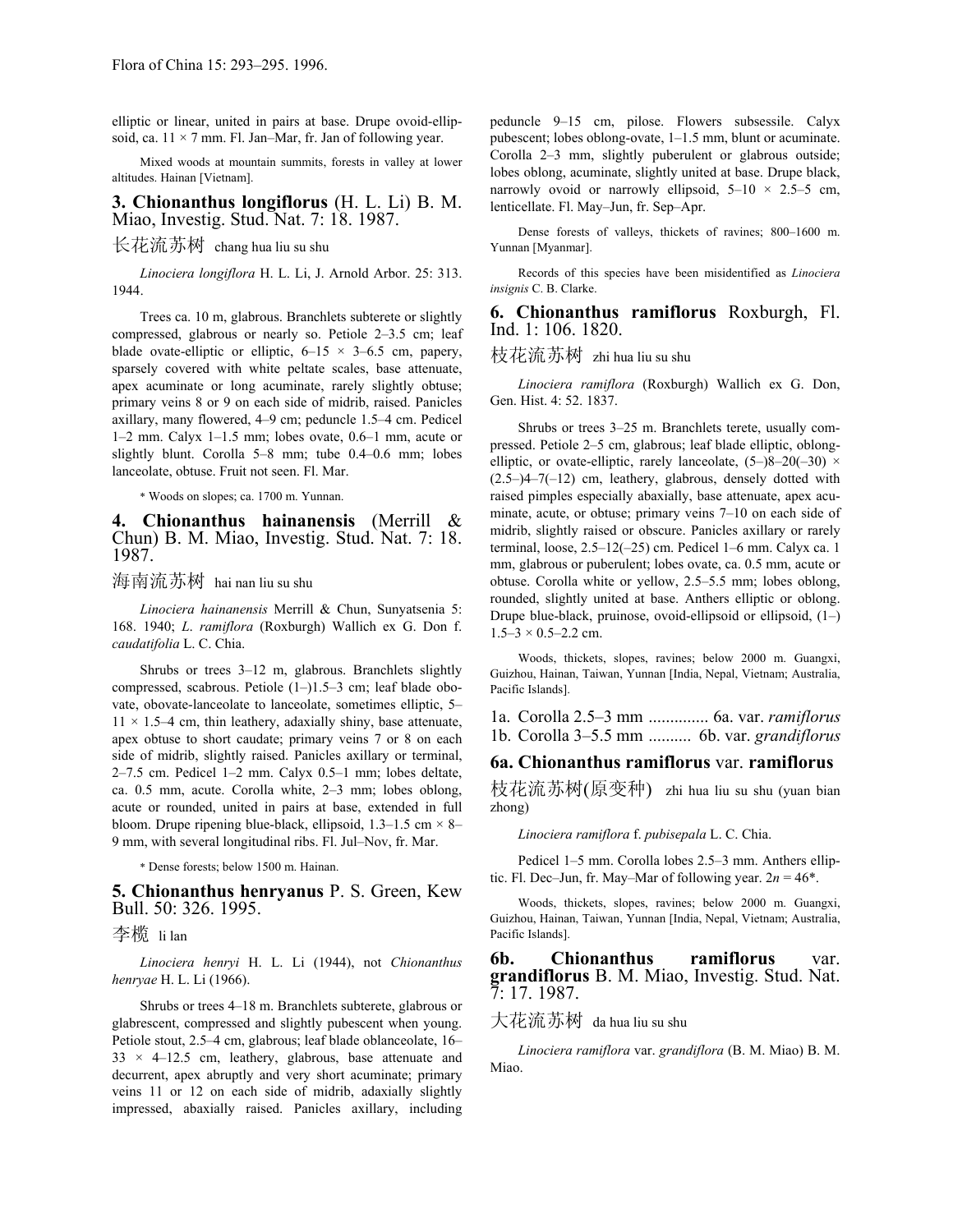elliptic or linear, united in pairs at base. Drupe ovoid-ellipsoid, ca. 11 × 7 mm. Fl. Jan–Mar, fr. Jan of following year.

Mixed woods at mountain summits, forests in valley at lower altitudes. Hainan [Vietnam].

### 3. **Chionanthus longiflorus** (H. L. Li) B. M. Miao, Investig. Stud. Nat. 7: 18. 1987.

长花流苏树 chang hua liu su shu

*Linociera longiflora* H. L. Li, J. Arnold Arbor. 25: 313. 1944.

Trees ca. 10 m, glabrous. Branchlets subterete or slightly compressed, glabrous or nearly so. Petiole 2–3.5 cm; leaf blade ovate-elliptic or elliptic, 6–15 × 3–6.5 cm, papery, sparsely covered with white peltate scales, base attenuate, apex acuminate or long acuminate, rarely slightly obtuse; primary veins 8 or 9 on each side of midrib, raised. Panicles axillary, many flowered, 4–9 cm; peduncle 1.5–4 cm. Pedicel 1–2 mm. Calyx 1–1.5 mm; lobes ovate, 0.6–1 mm, acute or slightly blunt. Corolla 5–8 mm; tube 0.4–0.6 mm; lobes lanceolate, obtuse. Fruit not seen. Fl. Mar.

\* Woods on slopes; ca. 1700 m. Yunnan.

### 4. **Chionanthus hainanensis** (Merrill & Chun) B. M. Miao, Investig. Stud. Nat. 7: 18. 1987.

海南流苏树 hai nan liu su shu

*Linociera hainanensis* Merrill & Chun, Sunyatsenia 5: 168. 1940; *L. ramiflora* (Roxburgh) Wallich ex G. Don f. *caudatifolia* L. C. Chia.

Shrubs or trees 3–12 m, glabrous. Branchlets slightly compressed, scabrous. Petiole (1–)1.5–3 cm; leaf blade obovate, obovate-lanceolate to lanceolate, sometimes elliptic, 5–11 × 1.5–4 cm, thin leathery, adaxially shiny, base attenuate, apex obtuse to short caudate; primary veins 7 or 8 on each side of midrib, slightly raised. Panicles axillary or terminal, 2–7.5 cm. Pedicel 1–2 mm. Calyx 0.5–1 mm; lobes deltate, ca. 0.5 mm, acute. Corolla white, 2–3 mm; lobes oblong, acute or rounded, united in pairs at base, extended in full bloom. Drupe ripening blue-black, ellipsoid, 1.3–1.5 cm × 8–9 mm, with several longitudinal ribs. Fl. Jul–Nov, fr. Mar.

\* Dense forests; below 1500 m. Hainan.

### 5. **Chionanthus henryanus** P. S. Green, Kew Bull. 50: 326. 1995.

李榄 li lan

*Linociera henryi* H. L. Li (1944), not *Chionanthus henryae* H. L. Li (1966).

Shrubs or trees 4–18 m. Branchlets subterete, glabrous or glabrescent, compressed and slightly pubescent when young. Petiole stout, 2.5–4 cm, glabrous; leaf blade oblanceolate, 16–33 × 4–12.5 cm, leathery, glabrous, base attenuate and decurrent, apex abruptly and very short acuminate; primary veins 11 or 12 on each side of midrib, adaxially slightly impressed, abaxially raised. Panicles axillary, including peduncle 9–15 cm, pilose. Flowers subsessile. Calyx pubescent; lobes oblong-ovate, 1–1.5 mm, blunt or acuminate. Corolla 2–3 mm, slightly puberulent or glabrous outside; lobes oblong, acuminate, slightly united at base. Drupe black, narrowly ovoid or narrowly ellipsoid, 5–10 × 2.5–5 cm, lenticellate. Fl. May–Jun, fr. Sep–Apr.

Dense forests of valleys, thickets of ravines; 800–1600 m. Yunnan [Myanmar].

Records of this species have been misidentified as *Linociera insignis* C. B. Clarke.

### 6. **Chionanthus ramiflorus** Roxburgh, Fl. Ind. 1: 106. 1820.

枝花流苏树 zhi hua liu su shu

*Linociera ramiflora* (Roxburgh) Wallich ex G. Don, Gen. Hist. 4: 52. 1837.

Shrubs or trees 3–25 m. Branchlets terete, usually compressed. Petiole 2–5 cm, glabrous; leaf blade elliptic, oblong-elliptic, or ovate-elliptic, rarely lanceolate, (5–)8–20(–30) × (2.5–)4–7(–12) cm, leathery, glabrous, densely dotted with raised pimples especially abaxially, base attenuate, apex acuminate, acute, or obtuse; primary veins 7–10 on each side of midrib, slightly raised or obscure. Panicles axillary or rarely terminal, loose, 2.5–12(–25) cm. Pedicel 1–6 mm. Calyx ca. 1 mm, glabrous or puberulent; lobes ovate, ca. 0.5 mm, acute or obtuse. Corolla white or yellow, 2.5–5.5 mm; lobes oblong, rounded, slightly united at base. Anthers elliptic or oblong. Drupe blue-black, pruinose, ovoid-ellipsoid or ellipsoid, (1–)1.5–3 × 0.5–2.2 cm.

Woods, thickets, slopes, ravines; below 2000 m. Guangxi, Guizhou, Hainan, Taiwan, Yunnan [India, Nepal, Vietnam; Australia, Pacific Islands].

1a. Corolla 2.5–3 mm .............. 6a. var. *ramiflorus*
1b. Corolla 3–5.5 mm .......... 6b. var. *grandiflorus*

#### 6a. **Chionanthus ramiflorus** var. **ramiflorus**

枝花流苏树(原变种) zhi hua liu su shu (yuan bian zhong)

*Linociera ramiflora* f. *pubisepala* L. C. Chia.

Pedicel 1–5 mm. Corolla lobes 2.5–3 mm. Anthers elliptic. Fl. Dec–Jun, fr. May–Mar of following year. 2*n* = 46\*.

Woods, thickets, slopes, ravines; below 2000 m. Guangxi, Guizhou, Hainan, Taiwan, Yunnan [India, Nepal, Vietnam; Australia, Pacific Islands].

#### 6b. **Chionanthus ramiflorus** var. **grandiflorus** B. M. Miao, Investig. Stud. Nat. 7: 17. 1987.

大花流苏树 da hua liu su shu

*Linociera ramiflora* var. *grandiflora* (B. M. Miao) B. M. Miao.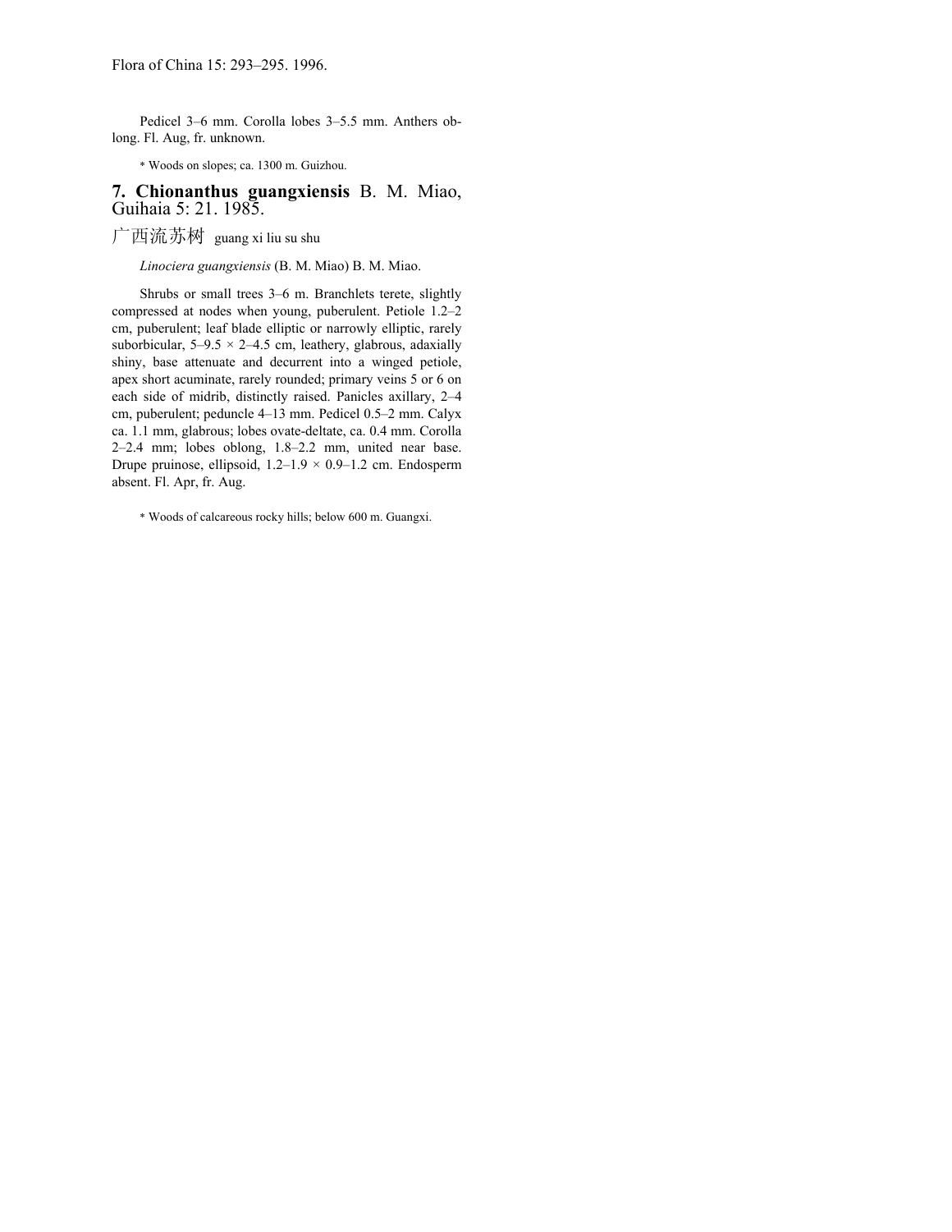Pedicel 3–6 mm. Corolla lobes 3–5.5 mm. Anthers oblong. Fl. Aug, fr. unknown.

* Woods on slopes; ca. 1300 m. Guizhou.

## 7. **Chionanthus guangxiensis** B. M. Miao, Guihaia 5: 21. 1985.

广西流苏树 guang xi liu su shu

*Linociera guangxiensis* (B. M. Miao) B. M. Miao.

Shrubs or small trees 3–6 m. Branchlets terete, slightly compressed at nodes when young, puberulent. Petiole 1.2–2 cm, puberulent; leaf blade elliptic or narrowly elliptic, rarely suborbicular, 5–9.5 × 2–4.5 cm, leathery, glabrous, adaxially shiny, base attenuate and decurrent into a winged petiole, apex short acuminate, rarely rounded; primary veins 5 or 6 on each side of midrib, distinctly raised. Panicles axillary, 2–4 cm, puberulent; peduncle 4–13 mm. Pedicel 0.5–2 mm. Calyx ca. 1.1 mm, glabrous; lobes ovate-deltate, ca. 0.4 mm. Corolla 2–2.4 mm; lobes oblong, 1.8–2.2 mm, united near base. Drupe pruinose, ellipsoid, 1.2–1.9 × 0.9–1.2 cm. Endosperm absent. Fl. Apr, fr. Aug.

* Woods of calcareous rocky hills; below 600 m. Guangxi.